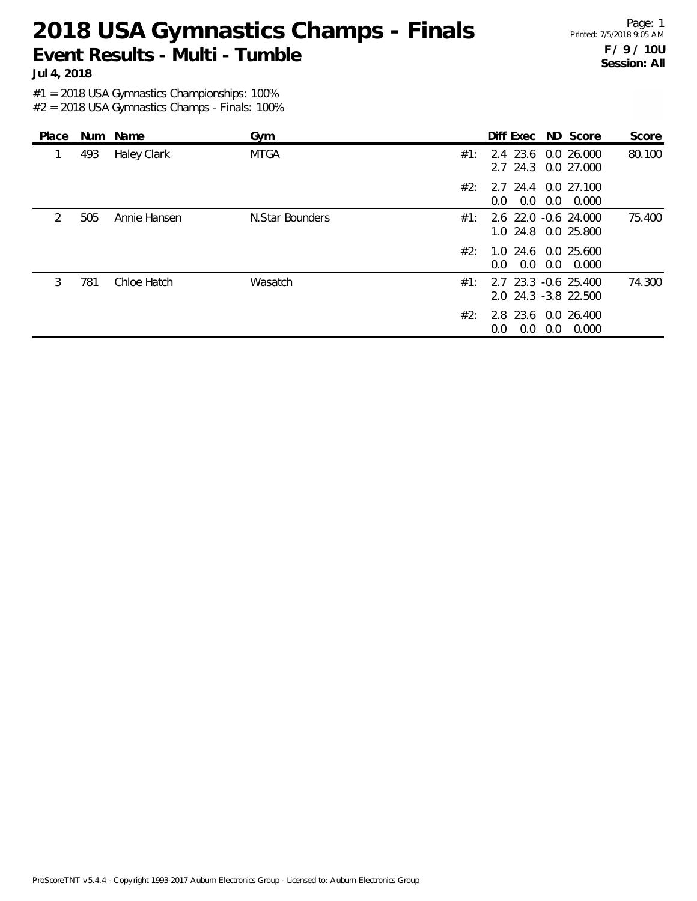# 2018 USA Gymnastics Champs - Finals

## Event Results - Multi - Tumble

**Jul 4, 2018**

**F / 9 / 10U**
**Session: All**

#1 = 2018 USA Gymnastics Championships: 100%
#2 = 2018 USA Gymnastics Champs - Finals: 100%

| Place | Num | Name | Gym | | Diff | Exec | ND | Score | Score |
|---|---|---|---|---|---|---|---|---|---|
| 1 | 493 | Haley Clark | MTGA | #1: | 2.4 | 23.6 | 0.0 | 26.000 | 80.100 |
| | | | | | 2.7 | 24.3 | 0.0 | 27.000 | |
| | | | | #2: | 2.7 | 24.4 | 0.0 | 27.100 | |
| | | | | | 0.0 | 0.0 | 0.0 | 0.000 | |
| 2 | 505 | Annie Hansen | N.Star Bounders | #1: | 2.6 | 22.0 | -0.6 | 24.000 | 75.400 |
| | | | | | 1.0 | 24.8 | 0.0 | 25.800 | |
| | | | | #2: | 1.0 | 24.6 | 0.0 | 25.600 | |
| | | | | | 0.0 | 0.0 | 0.0 | 0.000 | |
| 3 | 781 | Chloe Hatch | Wasatch | #1: | 2.7 | 23.3 | -0.6 | 25.400 | 74.300 |
| | | | | | 2.0 | 24.3 | -3.8 | 22.500 | |
| | | | | #2: | 2.8 | 23.6 | 0.0 | 26.400 | |
| | | | | | 0.0 | 0.0 | 0.0 | 0.000 | |

ProScoreTNT v5.4.4 - Copyright 1993-2017 Auburn Electronics Group - Licensed to: Auburn Electronics Group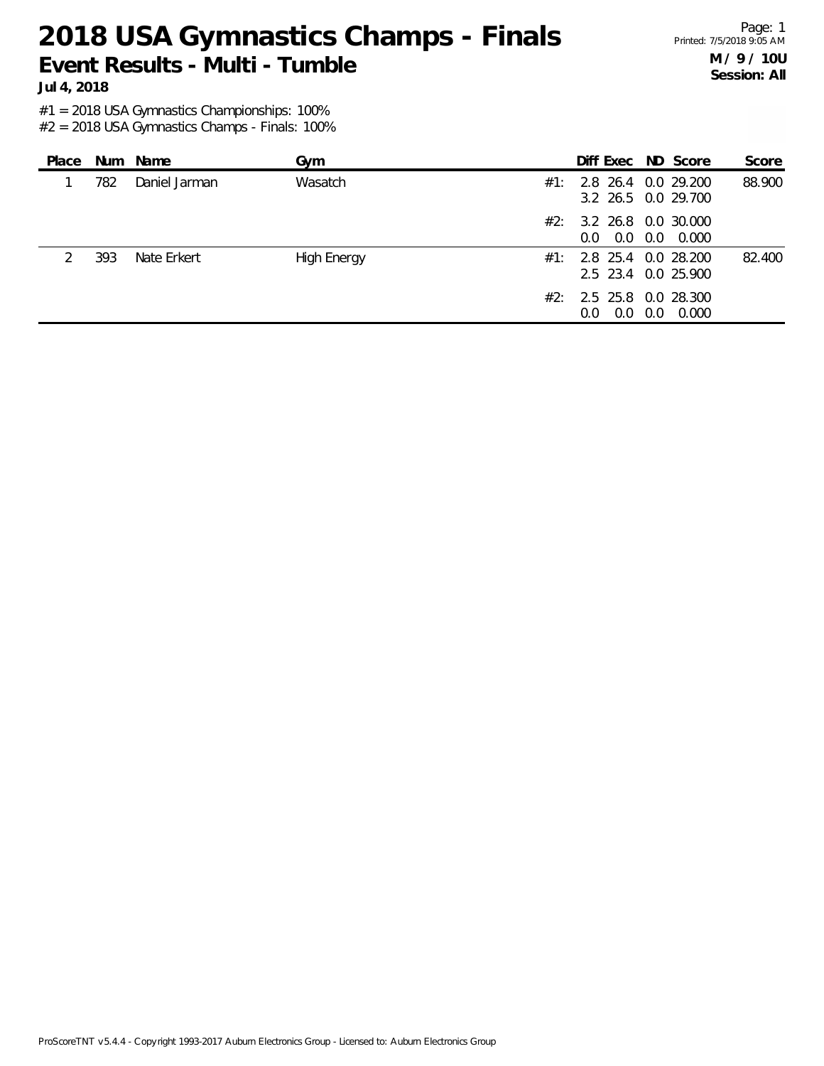# 2018 USA Gymnastics Champs - Finals

## Event Results - Multi - Tumble

**Jul 4, 2018**

Printed: 7/5/2018 9:05 AM

**M / 9 / 10U**
**Session: All**

#1 = 2018 USA Gymnastics Championships: 100%
#2 = 2018 USA Gymnastics Champs - Finals: 100%

| Place | Num | Name | Gym | | Diff | Exec | ND | Score | Score |
|---|---|---|---|---|---|---|---|---|---|
| 1 | 782 | Daniel Jarman | Wasatch | #1: | 2.8 | 26.4 | 0.0 | 29.200 | 88.900 |
| | | | | | 3.2 | 26.5 | 0.0 | 29.700 | |
| | | | | #2: | 3.2 | 26.8 | 0.0 | 30.000 | |
| | | | | | 0.0 | 0.0 | 0.0 | 0.000 | |
| 2 | 393 | Nate Erkert | High Energy | #1: | 2.8 | 25.4 | 0.0 | 28.200 | 82.400 |
| | | | | | 2.5 | 23.4 | 0.0 | 25.900 | |
| | | | | #2: | 2.5 | 25.8 | 0.0 | 28.300 | |
| | | | | | 0.0 | 0.0 | 0.0 | 0.000 | |

ProScoreTNT v5.4.4 - Copyright 1993-2017 Auburn Electronics Group - Licensed to: Auburn Electronics Group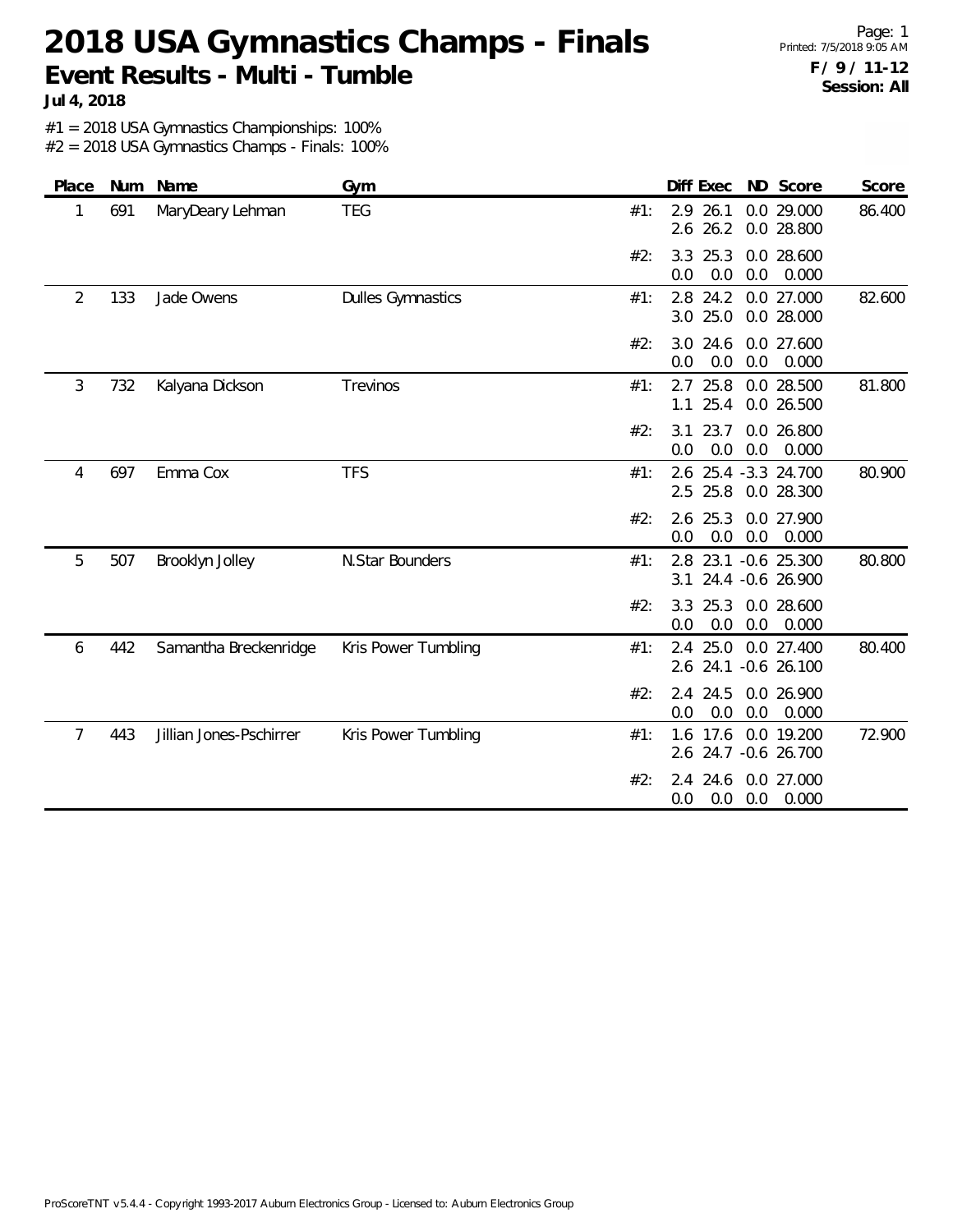# 2018 USA Gymnastics Champs - Finals

## Event Results - Multi - Tumble

**Jul 4, 2018**

**F / 9 / 11-12**
**Session: All**

#1 = 2018 USA Gymnastics Championships: 100%
#2 = 2018 USA Gymnastics Champs - Finals: 100%

| Place | Num | Name | Gym | | Diff | Exec | ND | Score | Score |
|---|---|---|---|---|---|---|---|---|---|
| 1 | 691 | MaryDeary Lehman | TEG | #1: | 2.9 | 26.1 | 0.0 | 29.000 | 86.400 |
| | | | | | 2.6 | 26.2 | 0.0 | 28.800 | |
| | | | | #2: | 3.3 | 25.3 | 0.0 | 28.600 | |
| | | | | | 0.0 | 0.0 | 0.0 | 0.000 | |
| 2 | 133 | Jade Owens | Dulles Gymnastics | #1: | 2.8 | 24.2 | 0.0 | 27.000 | 82.600 |
| | | | | | 3.0 | 25.0 | 0.0 | 28.000 | |
| | | | | #2: | 3.0 | 24.6 | 0.0 | 27.600 | |
| | | | | | 0.0 | 0.0 | 0.0 | 0.000 | |
| 3 | 732 | Kalyana Dickson | Trevinos | #1: | 2.7 | 25.8 | 0.0 | 28.500 | 81.800 |
| | | | | | 1.1 | 25.4 | 0.0 | 26.500 | |
| | | | | #2: | 3.1 | 23.7 | 0.0 | 26.800 | |
| | | | | | 0.0 | 0.0 | 0.0 | 0.000 | |
| 4 | 697 | Emma Cox | TFS | #1: | 2.6 | 25.4 | -3.3 | 24.700 | 80.900 |
| | | | | | 2.5 | 25.8 | 0.0 | 28.300 | |
| | | | | #2: | 2.6 | 25.3 | 0.0 | 27.900 | |
| | | | | | 0.0 | 0.0 | 0.0 | 0.000 | |
| 5 | 507 | Brooklyn Jolley | N.Star Bounders | #1: | 2.8 | 23.1 | -0.6 | 25.300 | 80.800 |
| | | | | | 3.1 | 24.4 | -0.6 | 26.900 | |
| | | | | #2: | 3.3 | 25.3 | 0.0 | 28.600 | |
| | | | | | 0.0 | 0.0 | 0.0 | 0.000 | |
| 6 | 442 | Samantha Breckenridge | Kris Power Tumbling | #1: | 2.4 | 25.0 | 0.0 | 27.400 | 80.400 |
| | | | | | 2.6 | 24.1 | -0.6 | 26.100 | |
| | | | | #2: | 2.4 | 24.5 | 0.0 | 26.900 | |
| | | | | | 0.0 | 0.0 | 0.0 | 0.000 | |
| 7 | 443 | Jillian Jones-Pschirrer | Kris Power Tumbling | #1: | 1.6 | 17.6 | 0.0 | 19.200 | 72.900 |
| | | | | | 2.6 | 24.7 | -0.6 | 26.700 | |
| | | | | #2: | 2.4 | 24.6 | 0.0 | 27.000 | |
| | | | | | 0.0 | 0.0 | 0.0 | 0.000 | |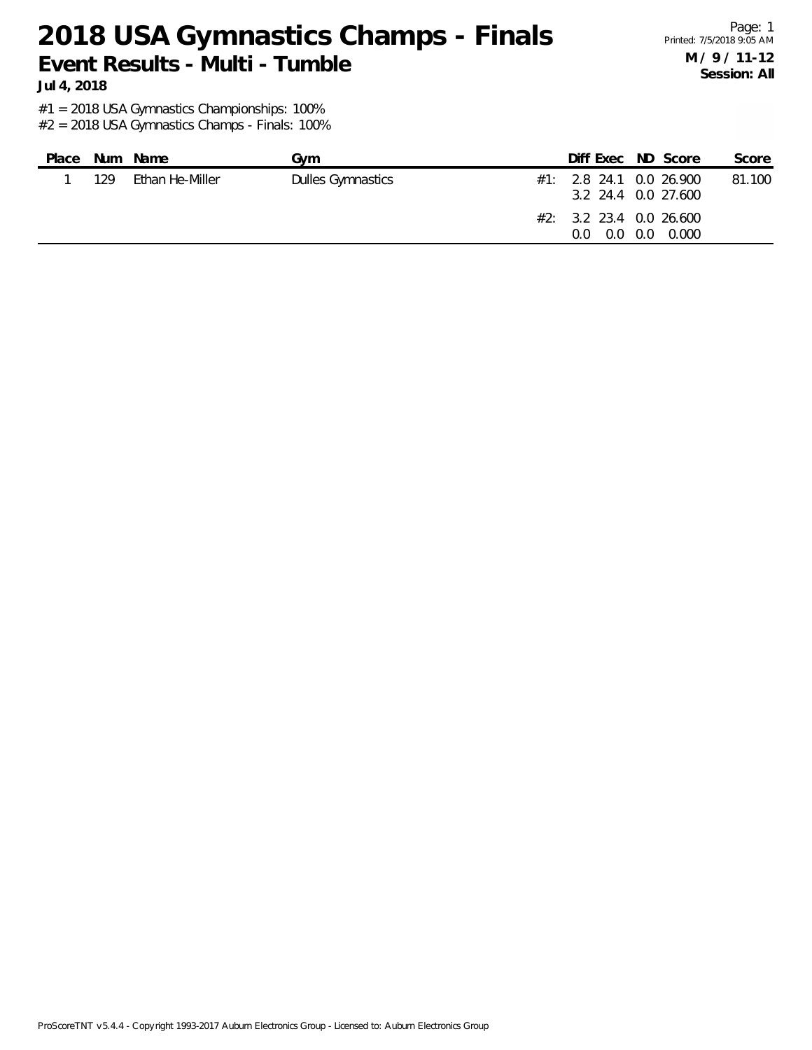# 2018 USA Gymnastics Champs - Finals

## Event Results - Multi - Tumble

**Jul 4, 2018**

**M / 9 / 11-12**
**Session: All**

#1 = 2018 USA Gymnastics Championships: 100%
#2 = 2018 USA Gymnastics Champs - Finals: 100%

| Place | Num | Name | Gym | | Diff | Exec | ND | Score | Score |
|---|---|---|---|---|---|---|---|---|---|
| 1 | 129 | Ethan He-Miller | Dulles Gymnastics | #1: | 2.8 | 24.1 | 0.0 | 26.900 | 81.100 |
| | | | | | 3.2 | 24.4 | 0.0 | 27.600 | |
| | | | | #2: | 3.2 | 23.4 | 0.0 | 26.600 | |
| | | | | | 0.0 | 0.0 | 0.0 | 0.000 | |

ProScoreTNT v5.4.4 - Copyright 1993-2017 Auburn Electronics Group - Licensed to: Auburn Electronics Group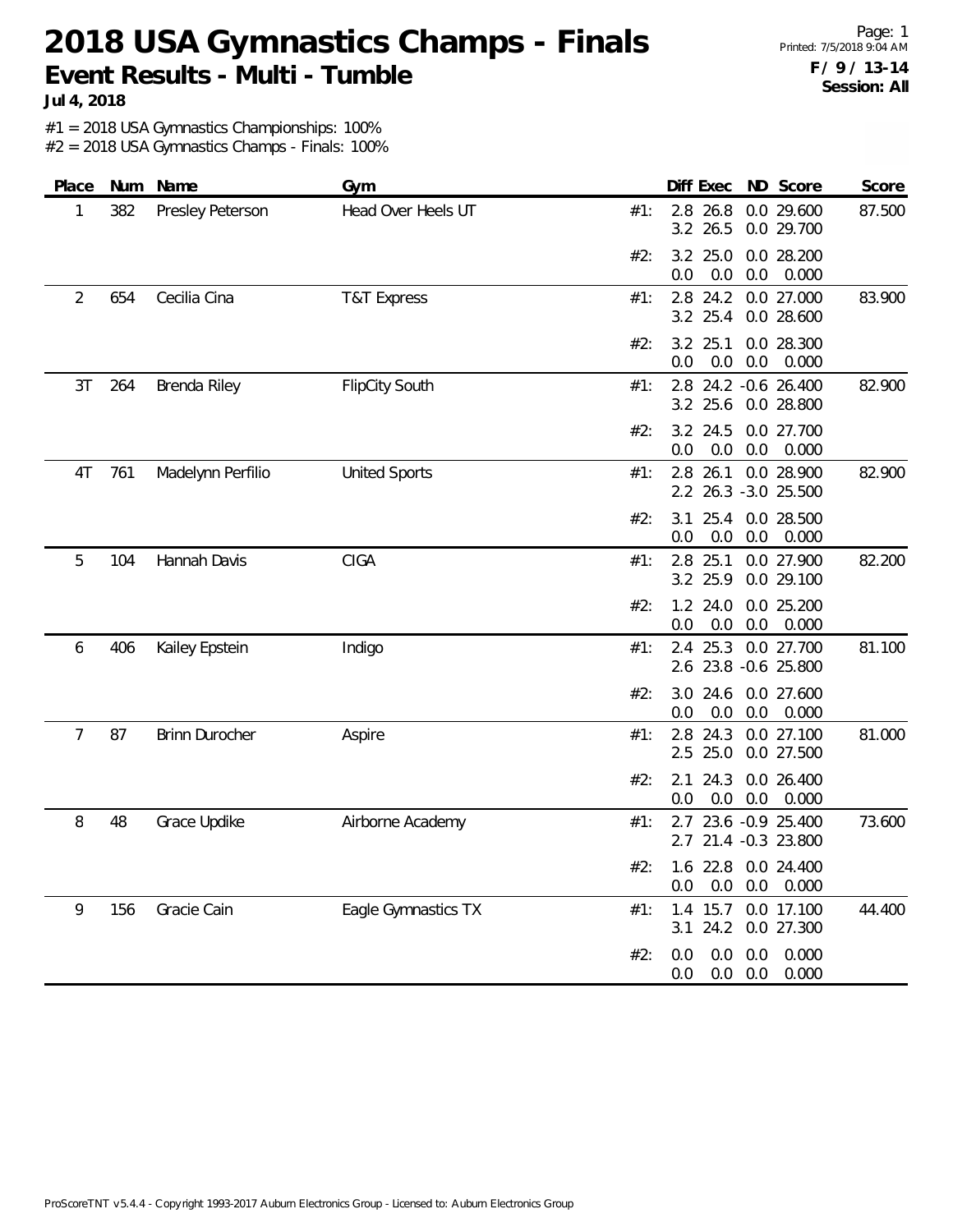# 2018 USA Gymnastics Champs - Finals

**Event Results - Multi - Tumble**

**Jul 4, 2018**

Printed: 7/5/2018 9:04 AM

**F / 9 / 13-14**
**Session: All**

#1 = 2018 USA Gymnastics Championships: 100%
#2 = 2018 USA Gymnastics Champs - Finals: 100%

| Place | Num | Name | Gym | | Diff | Exec | ND | Score | Score |
|---|---|---|---|---|---|---|---|---|---|
| 1 | 382 | Presley Peterson | Head Over Heels UT | #1: | 2.8 | 26.8 | 0.0 | 29.600 | 87.500 |
| | | | | | 3.2 | 26.5 | 0.0 | 29.700 | |
| | | | | #2: | 3.2 | 25.0 | 0.0 | 28.200 | |
| | | | | | 0.0 | 0.0 | 0.0 | 0.000 | |
| 2 | 654 | Cecilia Cina | T&T Express | #1: | 2.8 | 24.2 | 0.0 | 27.000 | 83.900 |
| | | | | | 3.2 | 25.4 | 0.0 | 28.600 | |
| | | | | #2: | 3.2 | 25.1 | 0.0 | 28.300 | |
| | | | | | 0.0 | 0.0 | 0.0 | 0.000 | |
| 3T | 264 | Brenda Riley | FlipCity South | #1: | 2.8 | 24.2 | -0.6 | 26.400 | 82.900 |
| | | | | | 3.2 | 25.6 | 0.0 | 28.800 | |
| | | | | #2: | 3.2 | 24.5 | 0.0 | 27.700 | |
| | | | | | 0.0 | 0.0 | 0.0 | 0.000 | |
| 4T | 761 | Madelynn Perfilio | United Sports | #1: | 2.8 | 26.1 | 0.0 | 28.900 | 82.900 |
| | | | | | 2.2 | 26.3 | -3.0 | 25.500 | |
| | | | | #2: | 3.1 | 25.4 | 0.0 | 28.500 | |
| | | | | | 0.0 | 0.0 | 0.0 | 0.000 | |
| 5 | 104 | Hannah Davis | CIGA | #1: | 2.8 | 25.1 | 0.0 | 27.900 | 82.200 |
| | | | | | 3.2 | 25.9 | 0.0 | 29.100 | |
| | | | | #2: | 1.2 | 24.0 | 0.0 | 25.200 | |
| | | | | | 0.0 | 0.0 | 0.0 | 0.000 | |
| 6 | 406 | Kailey Epstein | Indigo | #1: | 2.4 | 25.3 | 0.0 | 27.700 | 81.100 |
| | | | | | 2.6 | 23.8 | -0.6 | 25.800 | |
| | | | | #2: | 3.0 | 24.6 | 0.0 | 27.600 | |
| | | | | | 0.0 | 0.0 | 0.0 | 0.000 | |
| 7 | 87 | Brinn Durocher | Aspire | #1: | 2.8 | 24.3 | 0.0 | 27.100 | 81.000 |
| | | | | | 2.5 | 25.0 | 0.0 | 27.500 | |
| | | | | #2: | 2.1 | 24.3 | 0.0 | 26.400 | |
| | | | | | 0.0 | 0.0 | 0.0 | 0.000 | |
| 8 | 48 | Grace Updike | Airborne Academy | #1: | 2.7 | 23.6 | -0.9 | 25.400 | 73.600 |
| | | | | | 2.7 | 21.4 | -0.3 | 23.800 | |
| | | | | #2: | 1.6 | 22.8 | 0.0 | 24.400 | |
| | | | | | 0.0 | 0.0 | 0.0 | 0.000 | |
| 9 | 156 | Gracie Cain | Eagle Gymnastics TX | #1: | 1.4 | 15.7 | 0.0 | 17.100 | 44.400 |
| | | | | | 3.1 | 24.2 | 0.0 | 27.300 | |
| | | | | #2: | 0.0 | 0.0 | 0.0 | 0.000 | |
| | | | | | 0.0 | 0.0 | 0.0 | 0.000 | |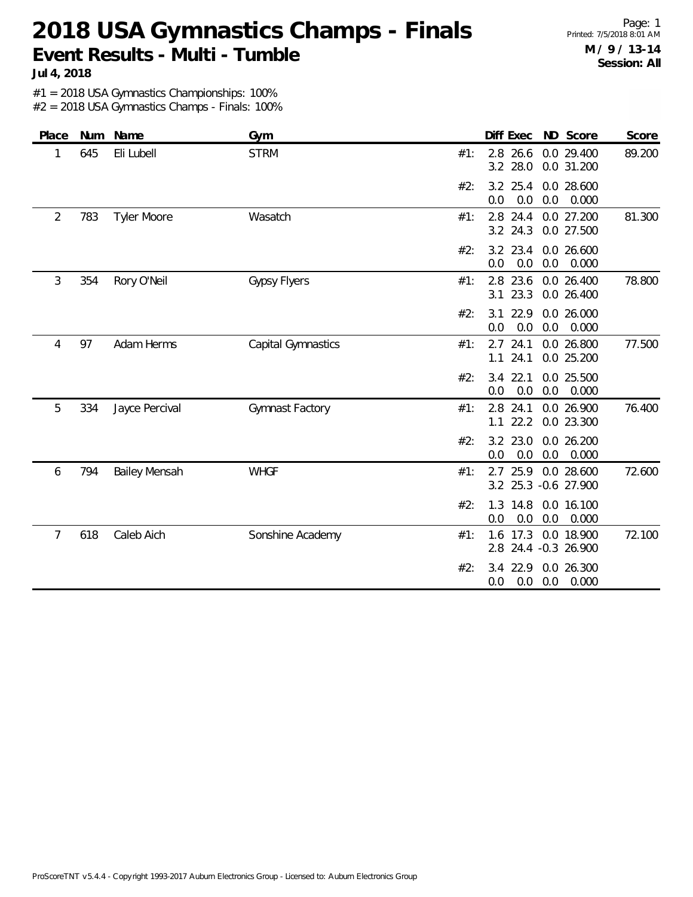# 2018 USA Gymnastics Champs - Finals

## Event Results - Multi - Tumble

**Jul 4, 2018**

**M / 9 / 13-14**
**Session: All**

#1 = 2018 USA Gymnastics Championships: 100%
#2 = 2018 USA Gymnastics Champs - Finals: 100%

| Place | Num | Name | Gym | | Diff | Exec | ND | Score | Score |
|---|---|---|---|---|---|---|---|---|---|
| 1 | 645 | Eli Lubell | STRM | #1: | 2.8 | 26.6 | 0.0 | 29.400 | 89.200 |
| | | | | | 3.2 | 28.0 | 0.0 | 31.200 | |
| | | | | #2: | 3.2 | 25.4 | 0.0 | 28.600 | |
| | | | | | 0.0 | 0.0 | 0.0 | 0.000 | |
| 2 | 783 | Tyler Moore | Wasatch | #1: | 2.8 | 24.4 | 0.0 | 27.200 | 81.300 |
| | | | | | 3.2 | 24.3 | 0.0 | 27.500 | |
| | | | | #2: | 3.2 | 23.4 | 0.0 | 26.600 | |
| | | | | | 0.0 | 0.0 | 0.0 | 0.000 | |
| 3 | 354 | Rory O'Neil | Gypsy Flyers | #1: | 2.8 | 23.6 | 0.0 | 26.400 | 78.800 |
| | | | | | 3.1 | 23.3 | 0.0 | 26.400 | |
| | | | | #2: | 3.1 | 22.9 | 0.0 | 26.000 | |
| | | | | | 0.0 | 0.0 | 0.0 | 0.000 | |
| 4 | 97 | Adam Herms | Capital Gymnastics | #1: | 2.7 | 24.1 | 0.0 | 26.800 | 77.500 |
| | | | | | 1.1 | 24.1 | 0.0 | 25.200 | |
| | | | | #2: | 3.4 | 22.1 | 0.0 | 25.500 | |
| | | | | | 0.0 | 0.0 | 0.0 | 0.000 | |
| 5 | 334 | Jayce Percival | Gymnast Factory | #1: | 2.8 | 24.1 | 0.0 | 26.900 | 76.400 |
| | | | | | 1.1 | 22.2 | 0.0 | 23.300 | |
| | | | | #2: | 3.2 | 23.0 | 0.0 | 26.200 | |
| | | | | | 0.0 | 0.0 | 0.0 | 0.000 | |
| 6 | 794 | Bailey Mensah | WHGF | #1: | 2.7 | 25.9 | 0.0 | 28.600 | 72.600 |
| | | | | | 3.2 | 25.3 | -0.6 | 27.900 | |
| | | | | #2: | 1.3 | 14.8 | 0.0 | 16.100 | |
| | | | | | 0.0 | 0.0 | 0.0 | 0.000 | |
| 7 | 618 | Caleb Aich | Sonshine Academy | #1: | 1.6 | 17.3 | 0.0 | 18.900 | 72.100 |
| | | | | | 2.8 | 24.4 | -0.3 | 26.900 | |
| | | | | #2: | 3.4 | 22.9 | 0.0 | 26.300 | |
| | | | | | 0.0 | 0.0 | 0.0 | 0.000 | |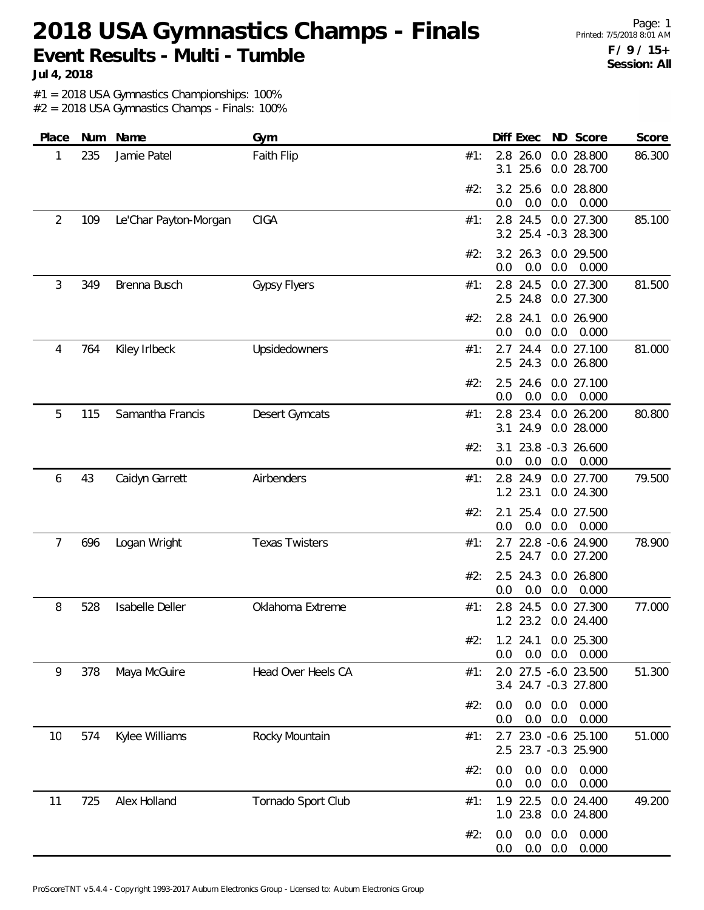# 2018 USA Gymnastics Champs - Finals

## Event Results - Multi - Tumble

**Jul 4, 2018**

Printed: 7/5/2018 8:01 AM

**F / 9 / 15+**
**Session: All**

#1 = 2018 USA Gymnastics Championships: 100%
#2 = 2018 USA Gymnastics Champs - Finals: 100%

| Place | Num | Name | Gym | | Diff | Exec | ND | Score | Score |
|---|---|---|---|---|---|---|---|---|---|
| 1 | 235 | Jamie Patel | Faith Flip | #1: | 2.8 | 26.0 | 0.0 | 28.800 | 86.300 |
| | | | | | 3.1 | 25.6 | 0.0 | 28.700 | |
| | | | | #2: | 3.2 | 25.6 | 0.0 | 28.800 | |
| | | | | | 0.0 | 0.0 | 0.0 | 0.000 | |
| 2 | 109 | Le'Char Payton-Morgan | CIGA | #1: | 2.8 | 24.5 | 0.0 | 27.300 | 85.100 |
| | | | | | 3.2 | 25.4 | -0.3 | 28.300 | |
| | | | | #2: | 3.2 | 26.3 | 0.0 | 29.500 | |
| | | | | | 0.0 | 0.0 | 0.0 | 0.000 | |
| 3 | 349 | Brenna Busch | Gypsy Flyers | #1: | 2.8 | 24.5 | 0.0 | 27.300 | 81.500 |
| | | | | | 2.5 | 24.8 | 0.0 | 27.300 | |
| | | | | #2: | 2.8 | 24.1 | 0.0 | 26.900 | |
| | | | | | 0.0 | 0.0 | 0.0 | 0.000 | |
| 4 | 764 | Kiley Irlbeck | Upsidedowners | #1: | 2.7 | 24.4 | 0.0 | 27.100 | 81.000 |
| | | | | | 2.5 | 24.3 | 0.0 | 26.800 | |
| | | | | #2: | 2.5 | 24.6 | 0.0 | 27.100 | |
| | | | | | 0.0 | 0.0 | 0.0 | 0.000 | |
| 5 | 115 | Samantha Francis | Desert Gymcats | #1: | 2.8 | 23.4 | 0.0 | 26.200 | 80.800 |
| | | | | | 3.1 | 24.9 | 0.0 | 28.000 | |
| | | | | #2: | 3.1 | 23.8 | -0.3 | 26.600 | |
| | | | | | 0.0 | 0.0 | 0.0 | 0.000 | |
| 6 | 43 | Caidyn Garrett | Airbenders | #1: | 2.8 | 24.9 | 0.0 | 27.700 | 79.500 |
| | | | | | 1.2 | 23.1 | 0.0 | 24.300 | |
| | | | | #2: | 2.1 | 25.4 | 0.0 | 27.500 | |
| | | | | | 0.0 | 0.0 | 0.0 | 0.000 | |
| 7 | 696 | Logan Wright | Texas Twisters | #1: | 2.7 | 22.8 | -0.6 | 24.900 | 78.900 |
| | | | | | 2.5 | 24.7 | 0.0 | 27.200 | |
| | | | | #2: | 2.5 | 24.3 | 0.0 | 26.800 | |
| | | | | | 0.0 | 0.0 | 0.0 | 0.000 | |
| 8 | 528 | Isabelle Deller | Oklahoma Extreme | #1: | 2.8 | 24.5 | 0.0 | 27.300 | 77.000 |
| | | | | | 1.2 | 23.2 | 0.0 | 24.400 | |
| | | | | #2: | 1.2 | 24.1 | 0.0 | 25.300 | |
| | | | | | 0.0 | 0.0 | 0.0 | 0.000 | |
| 9 | 378 | Maya McGuire | Head Over Heels CA | #1: | 2.0 | 27.5 | -6.0 | 23.500 | 51.300 |
| | | | | | 3.4 | 24.7 | -0.3 | 27.800 | |
| | | | | #2: | 0.0 | 0.0 | 0.0 | 0.000 | |
| | | | | | 0.0 | 0.0 | 0.0 | 0.000 | |
| 10 | 574 | Kylee Williams | Rocky Mountain | #1: | 2.7 | 23.0 | -0.6 | 25.100 | 51.000 |
| | | | | | 2.5 | 23.7 | -0.3 | 25.900 | |
| | | | | #2: | 0.0 | 0.0 | 0.0 | 0.000 | |
| | | | | | 0.0 | 0.0 | 0.0 | 0.000 | |
| 11 | 725 | Alex Holland | Tornado Sport Club | #1: | 1.9 | 22.5 | 0.0 | 24.400 | 49.200 |
| | | | | | 1.0 | 23.8 | 0.0 | 24.800 | |
| | | | | #2: | 0.0 | 0.0 | 0.0 | 0.000 | |
| | | | | | 0.0 | 0.0 | 0.0 | 0.000 | |

ProScoreTNT v5.4.4 - Copyright 1993-2017 Auburn Electronics Group - Licensed to: Auburn Electronics Group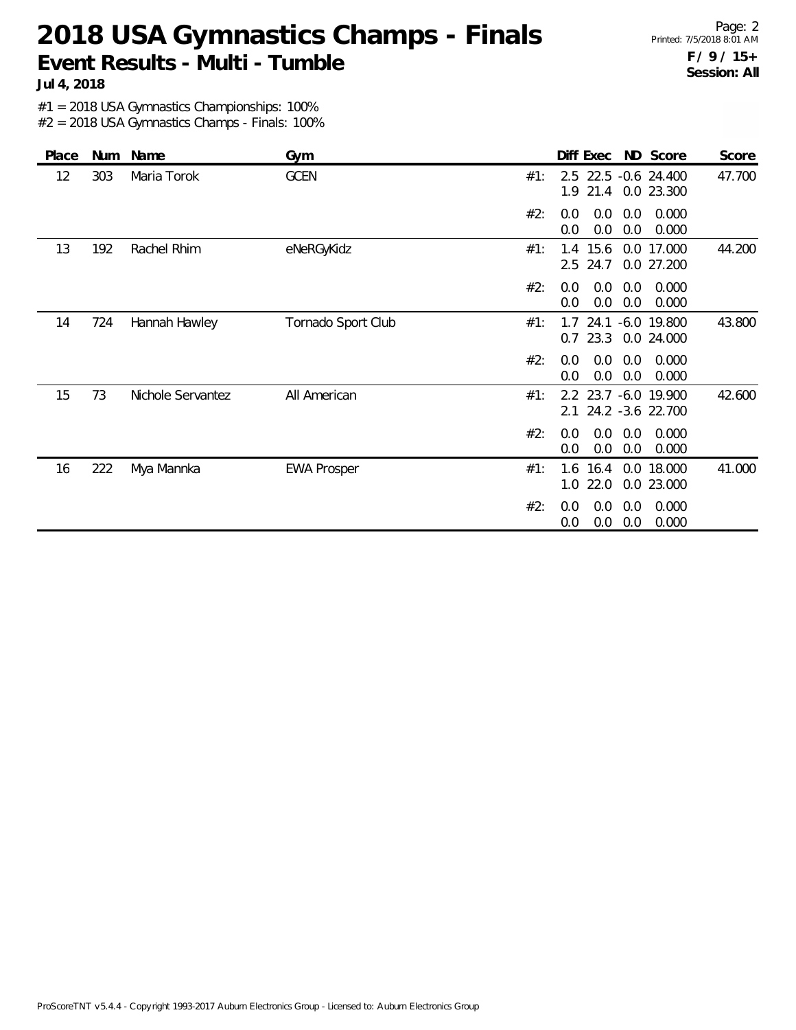# 2018 USA Gymnastics Champs - Finals

## Event Results - Multi - Tumble

**Jul 4, 2018**

**F / 9 / 15+**
**Session: All**

#1 = 2018 USA Gymnastics Championships: 100%
#2 = 2018 USA Gymnastics Champs - Finals: 100%

| Place | Num | Name | Gym | | Diff | Exec | ND | Score | Score |
|---|---|---|---|---|---|---|---|---|---|
| 12 | 303 | Maria Torok | GCEN | #1: | 2.5 | 22.5 | -0.6 | 24.400 | 47.700 |
| | | | | | 1.9 | 21.4 | 0.0 | 23.300 | |
| | | | | #2: | 0.0 | 0.0 | 0.0 | 0.000 | |
| | | | | | 0.0 | 0.0 | 0.0 | 0.000 | |
| 13 | 192 | Rachel Rhim | eNeRGyKidz | #1: | 1.4 | 15.6 | 0.0 | 17.000 | 44.200 |
| | | | | | 2.5 | 24.7 | 0.0 | 27.200 | |
| | | | | #2: | 0.0 | 0.0 | 0.0 | 0.000 | |
| | | | | | 0.0 | 0.0 | 0.0 | 0.000 | |
| 14 | 724 | Hannah Hawley | Tornado Sport Club | #1: | 1.7 | 24.1 | -6.0 | 19.800 | 43.800 |
| | | | | | 0.7 | 23.3 | 0.0 | 24.000 | |
| | | | | #2: | 0.0 | 0.0 | 0.0 | 0.000 | |
| | | | | | 0.0 | 0.0 | 0.0 | 0.000 | |
| 15 | 73 | Nichole Servantez | All American | #1: | 2.2 | 23.7 | -6.0 | 19.900 | 42.600 |
| | | | | | 2.1 | 24.2 | -3.6 | 22.700 | |
| | | | | #2: | 0.0 | 0.0 | 0.0 | 0.000 | |
| | | | | | 0.0 | 0.0 | 0.0 | 0.000 | |
| 16 | 222 | Mya Mannka | EWA Prosper | #1: | 1.6 | 16.4 | 0.0 | 18.000 | 41.000 |
| | | | | | 1.0 | 22.0 | 0.0 | 23.000 | |
| | | | | #2: | 0.0 | 0.0 | 0.0 | 0.000 | |
| | | | | | 0.0 | 0.0 | 0.0 | 0.000 | |

ProScoreTNT v5.4.4 - Copyright 1993-2017 Auburn Electronics Group - Licensed to: Auburn Electronics Group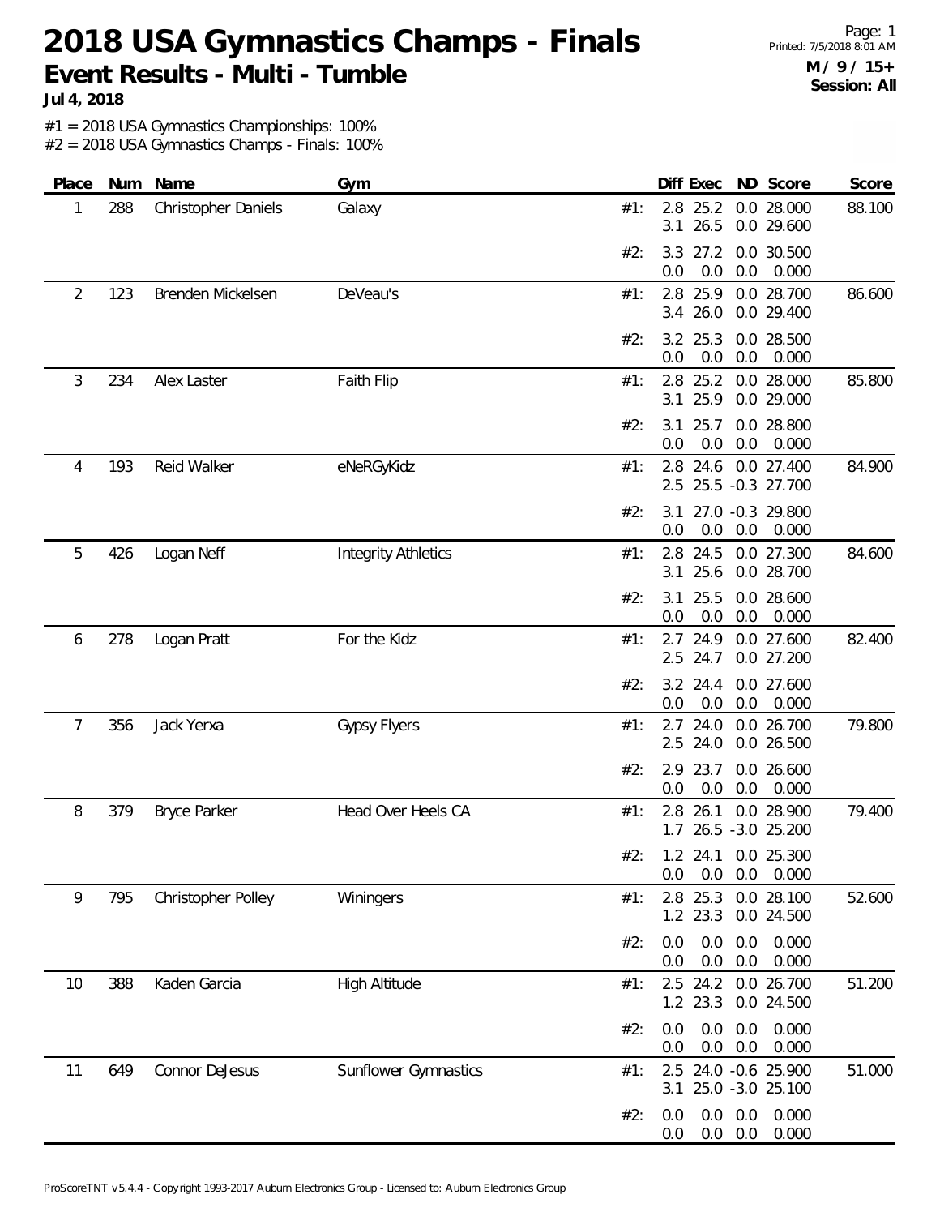# 2018 USA Gymnastics Champs - Finals

**Event Results - Multi - Tumble**

**Jul 4, 2018**

**M / 9 / 15+**
**Session: All**

#1 = 2018 USA Gymnastics Championships: 100%
#2 = 2018 USA Gymnastics Champs - Finals: 100%

| Place | Num | Name | Gym | | Diff | Exec | ND | Score | Score |
|---|---|---|---|---|---|---|---|---|---|
| 1 | 288 | Christopher Daniels | Galaxy | #1: | 2.8 | 25.2 | 0.0 | 28.000 | 88.100 |
| | | | | | 3.1 | 26.5 | 0.0 | 29.600 | |
| | | | | #2: | 3.3 | 27.2 | 0.0 | 30.500 | |
| | | | | | 0.0 | 0.0 | 0.0 | 0.000 | |
| 2 | 123 | Brenden Mickelsen | DeVeau's | #1: | 2.8 | 25.9 | 0.0 | 28.700 | 86.600 |
| | | | | | 3.4 | 26.0 | 0.0 | 29.400 | |
| | | | | #2: | 3.2 | 25.3 | 0.0 | 28.500 | |
| | | | | | 0.0 | 0.0 | 0.0 | 0.000 | |
| 3 | 234 | Alex Laster | Faith Flip | #1: | 2.8 | 25.2 | 0.0 | 28.000 | 85.800 |
| | | | | | 3.1 | 25.9 | 0.0 | 29.000 | |
| | | | | #2: | 3.1 | 25.7 | 0.0 | 28.800 | |
| | | | | | 0.0 | 0.0 | 0.0 | 0.000 | |
| 4 | 193 | Reid Walker | eNeRGyKidz | #1: | 2.8 | 24.6 | 0.0 | 27.400 | 84.900 |
| | | | | | 2.5 | 25.5 | -0.3 | 27.700 | |
| | | | | #2: | 3.1 | 27.0 | -0.3 | 29.800 | |
| | | | | | 0.0 | 0.0 | 0.0 | 0.000 | |
| 5 | 426 | Logan Neff | Integrity Athletics | #1: | 2.8 | 24.5 | 0.0 | 27.300 | 84.600 |
| | | | | | 3.1 | 25.6 | 0.0 | 28.700 | |
| | | | | #2: | 3.1 | 25.5 | 0.0 | 28.600 | |
| | | | | | 0.0 | 0.0 | 0.0 | 0.000 | |
| 6 | 278 | Logan Pratt | For the Kidz | #1: | 2.7 | 24.9 | 0.0 | 27.600 | 82.400 |
| | | | | | 2.5 | 24.7 | 0.0 | 27.200 | |
| | | | | #2: | 3.2 | 24.4 | 0.0 | 27.600 | |
| | | | | | 0.0 | 0.0 | 0.0 | 0.000 | |
| 7 | 356 | Jack Yerxa | Gypsy Flyers | #1: | 2.7 | 24.0 | 0.0 | 26.700 | 79.800 |
| | | | | | 2.5 | 24.0 | 0.0 | 26.500 | |
| | | | | #2: | 2.9 | 23.7 | 0.0 | 26.600 | |
| | | | | | 0.0 | 0.0 | 0.0 | 0.000 | |
| 8 | 379 | Bryce Parker | Head Over Heels CA | #1: | 2.8 | 26.1 | 0.0 | 28.900 | 79.400 |
| | | | | | 1.7 | 26.5 | -3.0 | 25.200 | |
| | | | | #2: | 1.2 | 24.1 | 0.0 | 25.300 | |
| | | | | | 0.0 | 0.0 | 0.0 | 0.000 | |
| 9 | 795 | Christopher Polley | Winingers | #1: | 2.8 | 25.3 | 0.0 | 28.100 | 52.600 |
| | | | | | 1.2 | 23.3 | 0.0 | 24.500 | |
| | | | | #2: | 0.0 | 0.0 | 0.0 | 0.000 | |
| | | | | | 0.0 | 0.0 | 0.0 | 0.000 | |
| 10 | 388 | Kaden Garcia | High Altitude | #1: | 2.5 | 24.2 | 0.0 | 26.700 | 51.200 |
| | | | | | 1.2 | 23.3 | 0.0 | 24.500 | |
| | | | | #2: | 0.0 | 0.0 | 0.0 | 0.000 | |
| | | | | | 0.0 | 0.0 | 0.0 | 0.000 | |
| 11 | 649 | Connor DeJesus | Sunflower Gymnastics | #1: | 2.5 | 24.0 | -0.6 | 25.900 | 51.000 |
| | | | | | 3.1 | 25.0 | -3.0 | 25.100 | |
| | | | | #2: | 0.0 | 0.0 | 0.0 | 0.000 | |
| | | | | | 0.0 | 0.0 | 0.0 | 0.000 | |

ProScoreTNT v5.4.4 - Copyright 1993-2017 Auburn Electronics Group - Licensed to: Auburn Electronics Group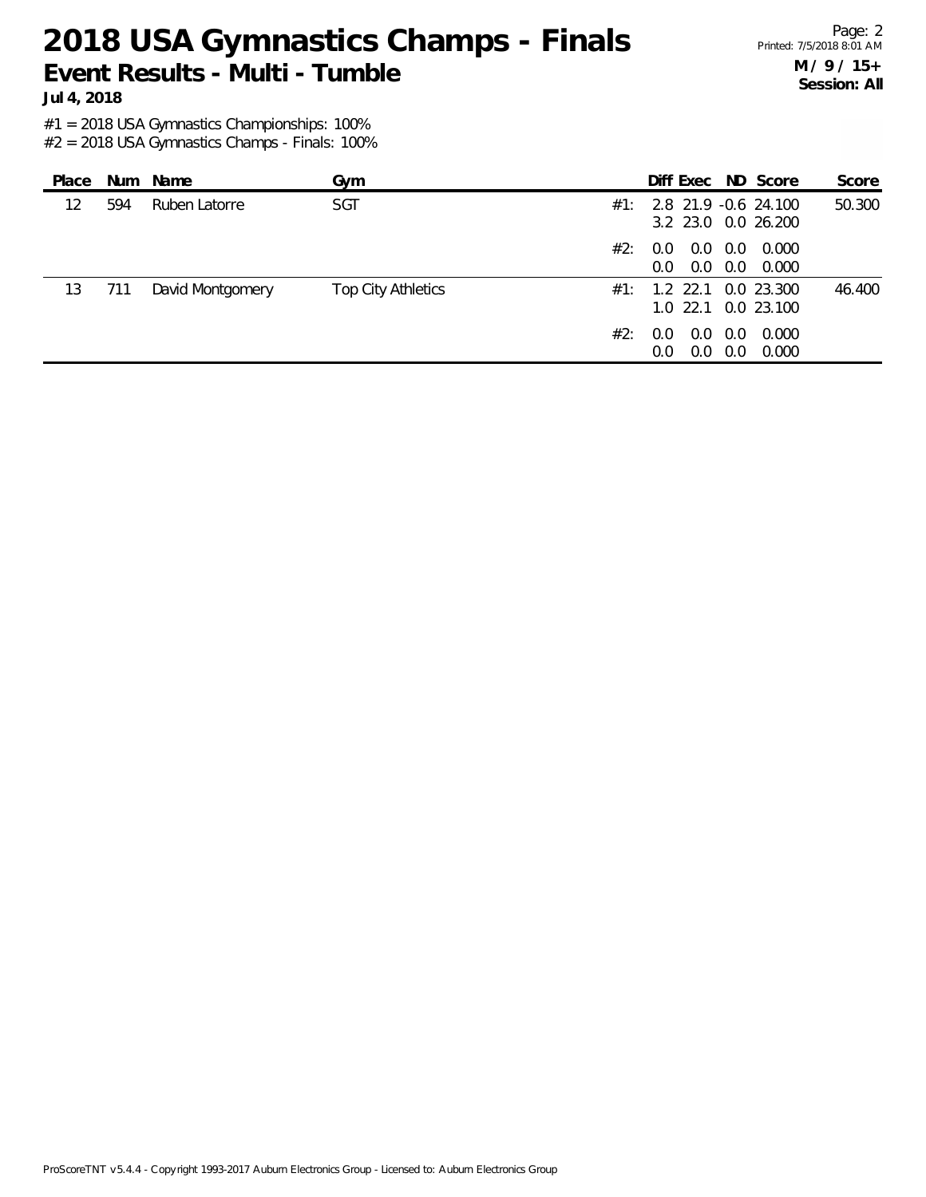# 2018 USA Gymnastics Champs - Finals

## Event Results - Multi - Tumble

**Jul 4, 2018**

**M / 9 / 15+**
**Session: All**

#1 = 2018 USA Gymnastics Championships: 100%
#2 = 2018 USA Gymnastics Champs - Finals: 100%

| Place | Num | Name | Gym | | Diff | Exec | ND | Score | Score |
|---|---|---|---|---|---|---|---|---|---|
| 12 | 594 | Ruben Latorre | SGT | #1: | 2.8 | 21.9 | -0.6 | 24.100 | 50.300 |
| | | | | | 3.2 | 23.0 | 0.0 | 26.200 | |
| | | | | #2: | 0.0 | 0.0 | 0.0 | 0.000 | |
| | | | | | 0.0 | 0.0 | 0.0 | 0.000 | |
| 13 | 711 | David Montgomery | Top City Athletics | #1: | 1.2 | 22.1 | 0.0 | 23.300 | 46.400 |
| | | | | | 1.0 | 22.1 | 0.0 | 23.100 | |
| | | | | #2: | 0.0 | 0.0 | 0.0 | 0.000 | |
| | | | | | 0.0 | 0.0 | 0.0 | 0.000 | |

ProScoreTNT v5.4.4 - Copyright 1993-2017 Auburn Electronics Group - Licensed to: Auburn Electronics Group